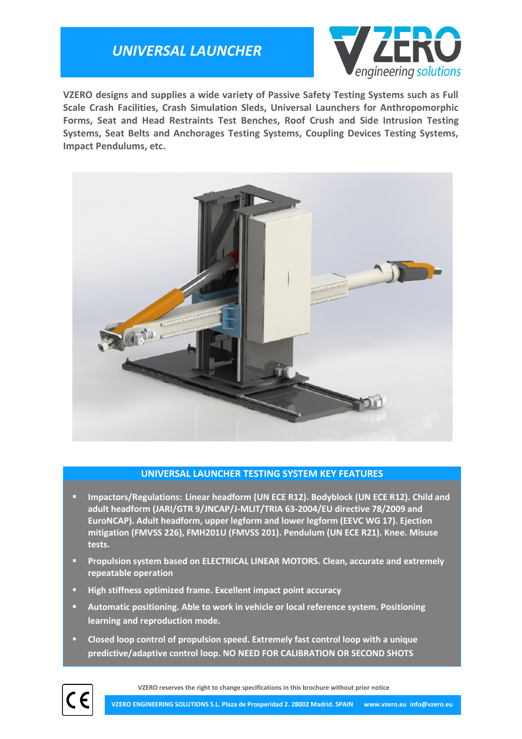# UNIVERSAL LAUNCHER

VZERO engineering solutions

**VZERO designs and supplies a wide variety of Passive Safety Testing Systems such as Full Scale Crash Facilities, Crash Simulation Sleds, Universal Launchers for Anthropomorphic Forms, Seat and Head Restraints Test Benches, Roof Crush and Side Intrusion Testing Systems, Seat Belts and Anchorages Testing Systems, Coupling Devices Testing Systems, Impact Pendulums, etc.**

## UNIVERSAL LAUNCHER TESTING SYSTEM KEY FEATURES

- **Impactors/Regulations: Linear headform (UN ECE R12). Bodyblock (UN ECE R12). Child and adult headform (JARI/GTR 9/JNCAP/J-MLIT/TRIA 63-2004/EU directive 78/2009 and EuroNCAP). Adult headform, upper legform and lower legform (EEVC WG 17). Ejection mitigation (FMVSS 226), FMH201U (FMVSS 201). Pendulum (UN ECE R21). Knee. Misuse tests.**
- **Propulsion system based on ELECTRICAL LINEAR MOTORS. Clean, accurate and extremely repeatable operation**
- **High stiffness optimized frame. Excellent impact point accuracy**
- **Automatic positioning. Able to work in vehicle or local reference system. Positioning learning and reproduction mode.**
- **Closed loop control of propulsion speed. Extremely fast control loop with a unique predictive/adaptive control loop. NO NEED FOR CALIBRATION OR SECOND SHOTS**

VZERO reserves the right to change specifications in this brochure without prior notice

VZERO ENGINEERING SOLUTIONS S.L. Plaza de Prosperidad 2. 28002 Madrid. SPAIN www.vzero.eu info@vzero.eu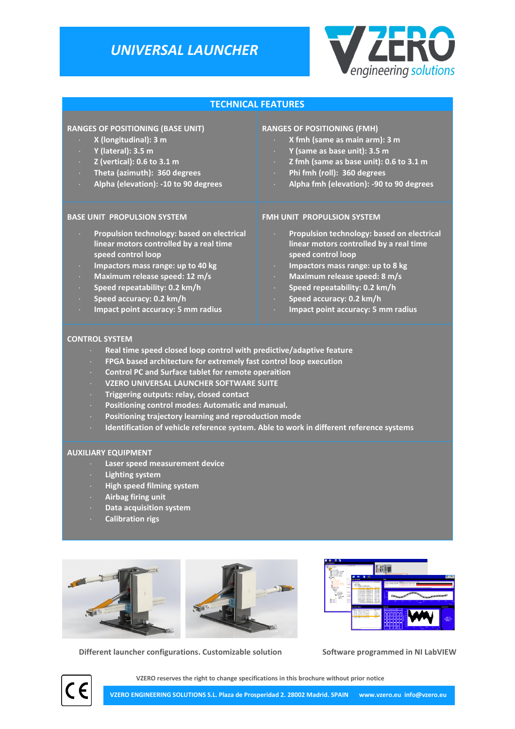# UNIVERSAL LAUNCHER

VZERO engineering solutions

## TECHNICAL FEATURES

### RANGES OF POSITIONING (BASE UNIT)

- X (longitudinal): 3 m
- Y (lateral): 3.5 m
- Z (vertical): 0.6 to 3.1 m
- Theta (azimuth): 360 degrees
- Alpha (elevation): -10 to 90 degrees

### RANGES OF POSITIONING (FMH)

- X fmh (same as main arm): 3 m
- Y (same as base unit): 3.5 m
- Z fmh (same as base unit): 0.6 to 3.1 m
- Phi fmh (roll): 360 degrees
- Alpha fmh (elevation): -90 to 90 degrees

### BASE UNIT PROPULSION SYSTEM

- Propulsion technology: based on electrical linear motors controlled by a real time speed control loop
- Impactors mass range: up to 40 kg
- Maximum release speed: 12 m/s
- Speed repeatability: 0.2 km/h
- Speed accuracy: 0.2 km/h
- Impact point accuracy: 5 mm radius

### FMH UNIT PROPULSION SYSTEM

- Propulsion technology: based on electrical linear motors controlled by a real time speed control loop
- Impactors mass range: up to 8 kg
- Maximum release speed: 8 m/s
- Speed repeatability: 0.2 km/h
- Speed accuracy: 0.2 km/h
- Impact point accuracy: 5 mm radius

### CONTROL SYSTEM

- Real time speed closed loop control with predictive/adaptive feature
- FPGA based architecture for extremely fast control loop execution
- Control PC and Surface tablet for remote operaition
- VZERO UNIVERSAL LAUNCHER SOFTWARE SUITE
- Triggering outputs: relay, closed contact
- Positioning control modes: Automatic and manual.
- Positioning trajectory learning and reproduction mode
- Identification of vehicle reference system. Able to work in different reference systems

### AUXILIARY EQUIPMENT

- Laser speed measurement device
- Lighting system
- High speed filming system
- Airbag firing unit
- Data acquisition system
- Calibration rigs

Different launcher configurations. Customizable solution

Software programmed in NI LabVIEW

VZERO reserves the right to change specifications in this brochure without prior notice

VZERO ENGINEERING SOLUTIONS S.L. Plaza de Prosperidad 2. 28002 Madrid. SPAIN www.vzero.eu info@vzero.eu